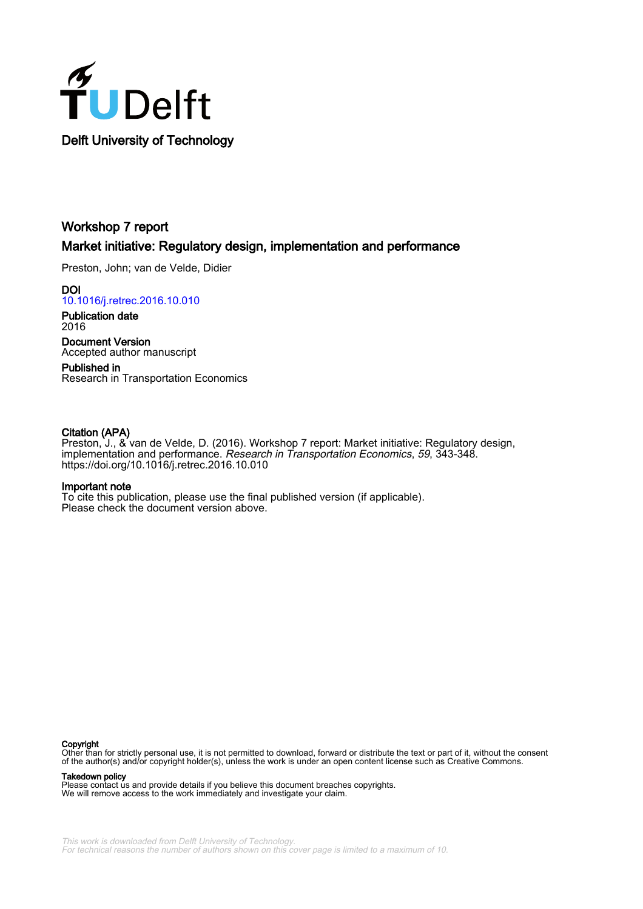Delft University of Technology

# Workshop 7 report

## Market initiative: Regulatory design, implementation and performance

Preston, John; van de Velde, Didier

**DOI**
10.1016/j.retrec.2016.10.010

**Publication date**
2016

**Document Version**
Accepted author manuscript

**Published in**
Research in Transportation Economics

**Citation (APA)**
Preston, J., & van de Velde, D. (2016). Workshop 7 report: Market initiative: Regulatory design, implementation and performance. *Research in Transportation Economics*, *59*, 343-348. https://doi.org/10.1016/j.retrec.2016.10.010

**Important note**
To cite this publication, please use the final published version (if applicable).
Please check the document version above.

**Copyright**
Other than for strictly personal use, it is not permitted to download, forward or distribute the text or part of it, without the consent of the author(s) and/or copyright holder(s), unless the work is under an open content license such as Creative Commons.

**Takedown policy**
Please contact us and provide details if you believe this document breaches copyrights.
We will remove access to the work immediately and investigate your claim.

This work is downloaded from Delft University of Technology.
For technical reasons the number of authors shown on this cover page is limited to a maximum of 10.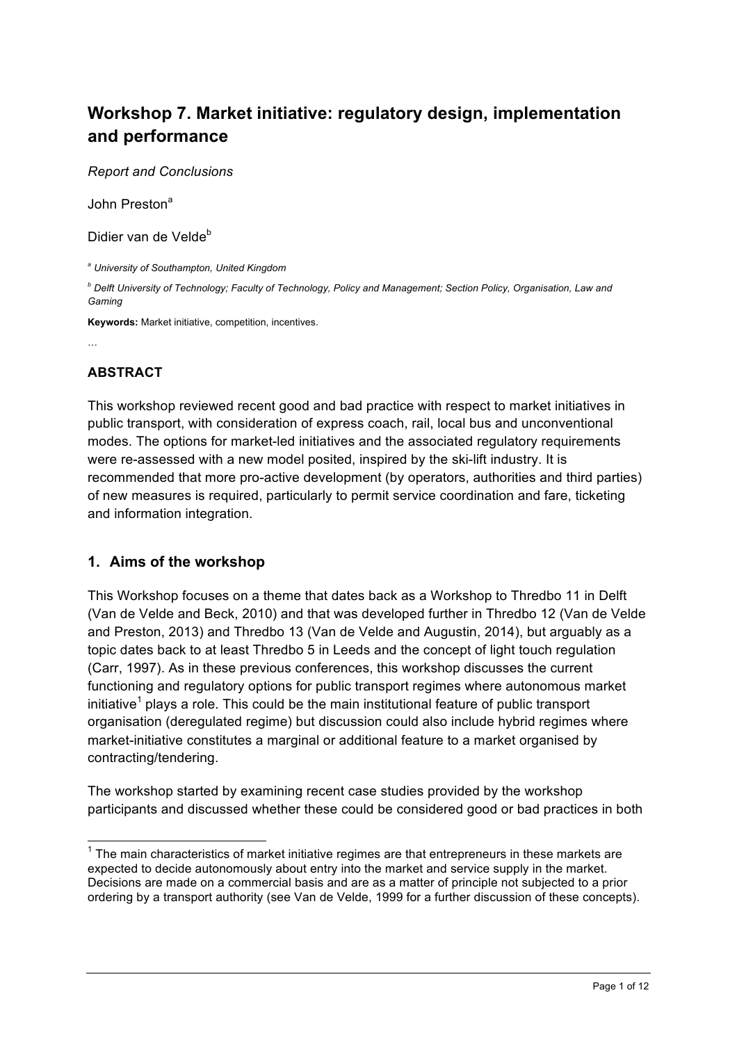# Workshop 7. Market initiative: regulatory design, implementation and performance

*Report and Conclusions*

John Preston[a]

Didier van de Velde[b]

*[a] University of Southampton, United Kingdom*

*[b] Delft University of Technology; Faculty of Technology, Policy and Management; Section Policy, Organisation, Law and Gaming*

**Keywords:** Market initiative, competition, incentives.

…

## ABSTRACT

This workshop reviewed recent good and bad practice with respect to market initiatives in public transport, with consideration of express coach, rail, local bus and unconventional modes. The options for market-led initiatives and the associated regulatory requirements were re-assessed with a new model posited, inspired by the ski-lift industry. It is recommended that more pro-active development (by operators, authorities and third parties) of new measures is required, particularly to permit service coordination and fare, ticketing and information integration.

## 1. Aims of the workshop

This Workshop focuses on a theme that dates back as a Workshop to Thredbo 11 in Delft (Van de Velde and Beck, 2010) and that was developed further in Thredbo 12 (Van de Velde and Preston, 2013) and Thredbo 13 (Van de Velde and Augustin, 2014), but arguably as a topic dates back to at least Thredbo 5 in Leeds and the concept of light touch regulation (Carr, 1997). As in these previous conferences, this workshop discusses the current functioning and regulatory options for public transport regimes where autonomous market initiative[1] plays a role. This could be the main institutional feature of public transport organisation (deregulated regime) but discussion could also include hybrid regimes where market-initiative constitutes a marginal or additional feature to a market organised by contracting/tendering.

The workshop started by examining recent case studies provided by the workshop participants and discussed whether these could be considered good or bad practices in both

[1] The main characteristics of market initiative regimes are that entrepreneurs in these markets are expected to decide autonomously about entry into the market and service supply in the market. Decisions are made on a commercial basis and are as a matter of principle not subjected to a prior ordering by a transport authority (see Van de Velde, 1999 for a further discussion of these concepts).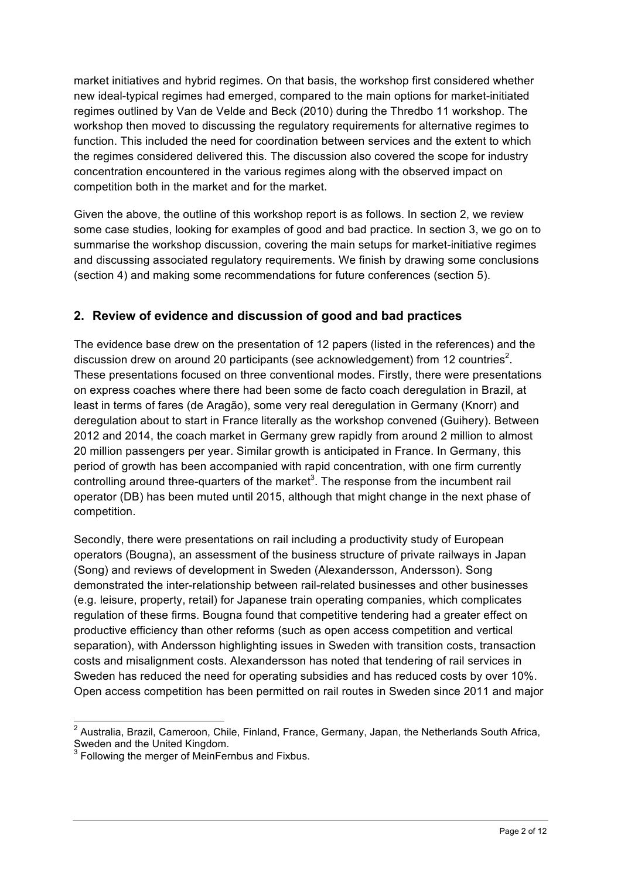market initiatives and hybrid regimes. On that basis, the workshop first considered whether new ideal-typical regimes had emerged, compared to the main options for market-initiated regimes outlined by Van de Velde and Beck (2010) during the Thredbo 11 workshop. The workshop then moved to discussing the regulatory requirements for alternative regimes to function. This included the need for coordination between services and the extent to which the regimes considered delivered this. The discussion also covered the scope for industry concentration encountered in the various regimes along with the observed impact on competition both in the market and for the market.

Given the above, the outline of this workshop report is as follows. In section 2, we review some case studies, looking for examples of good and bad practice. In section 3, we go on to summarise the workshop discussion, covering the main setups for market-initiative regimes and discussing associated regulatory requirements. We finish by drawing some conclusions (section 4) and making some recommendations for future conferences (section 5).

## 2. Review of evidence and discussion of good and bad practices

The evidence base drew on the presentation of 12 papers (listed in the references) and the discussion drew on around 20 participants (see acknowledgement) from 12 countries[2]. These presentations focused on three conventional modes. Firstly, there were presentations on express coaches where there had been some de facto coach deregulation in Brazil, at least in terms of fares (de Aragão), some very real deregulation in Germany (Knorr) and deregulation about to start in France literally as the workshop convened (Guihery). Between 2012 and 2014, the coach market in Germany grew rapidly from around 2 million to almost 20 million passengers per year. Similar growth is anticipated in France. In Germany, this period of growth has been accompanied with rapid concentration, with one firm currently controlling around three-quarters of the market[3]. The response from the incumbent rail operator (DB) has been muted until 2015, although that might change in the next phase of competition.

Secondly, there were presentations on rail including a productivity study of European operators (Bougna), an assessment of the business structure of private railways in Japan (Song) and reviews of development in Sweden (Alexandersson, Andersson). Song demonstrated the inter-relationship between rail-related businesses and other businesses (e.g. leisure, property, retail) for Japanese train operating companies, which complicates regulation of these firms. Bougna found that competitive tendering had a greater effect on productive efficiency than other reforms (such as open access competition and vertical separation), with Andersson highlighting issues in Sweden with transition costs, transaction costs and misalignment costs. Alexandersson has noted that tendering of rail services in Sweden has reduced the need for operating subsidies and has reduced costs by over 10%. Open access competition has been permitted on rail routes in Sweden since 2011 and major

[2] Australia, Brazil, Cameroon, Chile, Finland, France, Germany, Japan, the Netherlands South Africa, Sweden and the United Kingdom.

[3] Following the merger of MeinFernbus and Fixbus.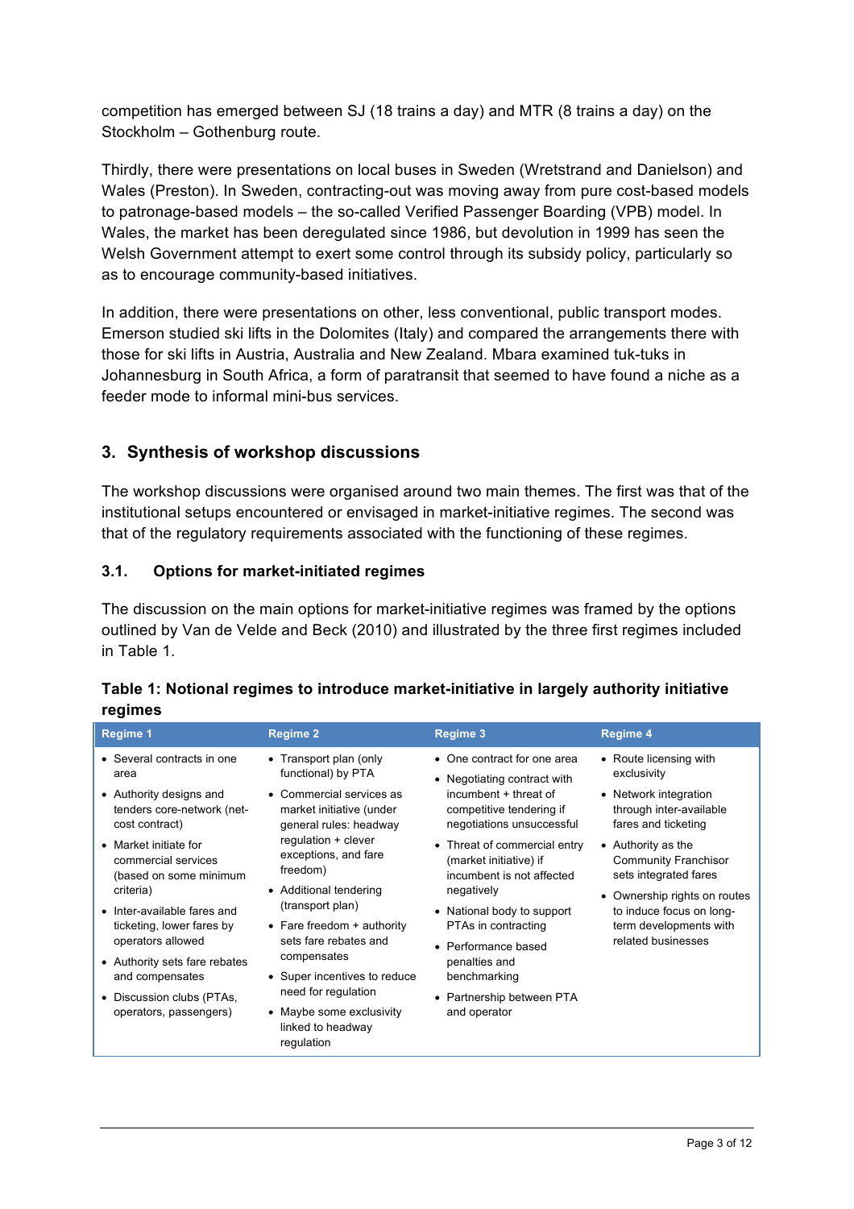competition has emerged between SJ (18 trains a day) and MTR (8 trains a day) on the Stockholm – Gothenburg route.

Thirdly, there were presentations on local buses in Sweden (Wretstrand and Danielson) and Wales (Preston). In Sweden, contracting-out was moving away from pure cost-based models to patronage-based models – the so-called Verified Passenger Boarding (VPB) model. In Wales, the market has been deregulated since 1986, but devolution in 1999 has seen the Welsh Government attempt to exert some control through its subsidy policy, particularly so as to encourage community-based initiatives.

In addition, there were presentations on other, less conventional, public transport modes. Emerson studied ski lifts in the Dolomites (Italy) and compared the arrangements there with those for ski lifts in Austria, Australia and New Zealand. Mbara examined tuk-tuks in Johannesburg in South Africa, a form of paratransit that seemed to have found a niche as a feeder mode to informal mini-bus services.

## 3. Synthesis of workshop discussions

The workshop discussions were organised around two main themes. The first was that of the institutional setups encountered or envisaged in market-initiative regimes. The second was that of the regulatory requirements associated with the functioning of these regimes.

### 3.1. Options for market-initiated regimes

The discussion on the main options for market-initiative regimes was framed by the options outlined by Van de Velde and Beck (2010) and illustrated by the three first regimes included in Table 1.

**Table 1: Notional regimes to introduce market-initiative in largely authority initiative regimes**

| Regime 1 | Regime 2 | Regime 3 | Regime 4 |
|---|---|---|---|
| • Several contracts in one area<br>• Authority designs and tenders core-network (net-cost contract)<br>• Market initiate for commercial services (based on some minimum criteria)<br>• Inter-available fares and ticketing, lower fares by operators allowed<br>• Authority sets fare rebates and compensates<br>• Discussion clubs (PTAs, operators, passengers) | • Transport plan (only functional) by PTA<br>• Commercial services as market initiative (under general rules: headway regulation + clever exceptions, and fare freedom)<br>• Additional tendering (transport plan)<br>• Fare freedom + authority sets fare rebates and compensates<br>• Super incentives to reduce need for regulation<br>• Maybe some exclusivity linked to headway regulation | • One contract for one area<br>• Negotiating contract with incumbent + threat of competitive tendering if negotiations unsuccessful<br>• Threat of commercial entry (market initiative) if incumbent is not affected negatively<br>• National body to support PTAs in contracting<br>• Performance based penalties and benchmarking<br>• Partnership between PTA and operator | • Route licensing with exclusivity<br>• Network integration through inter-available fares and ticketing<br>• Authority as the Community Franchisor sets integrated fares<br>• Ownership rights on routes to induce focus on long-term developments with related businesses |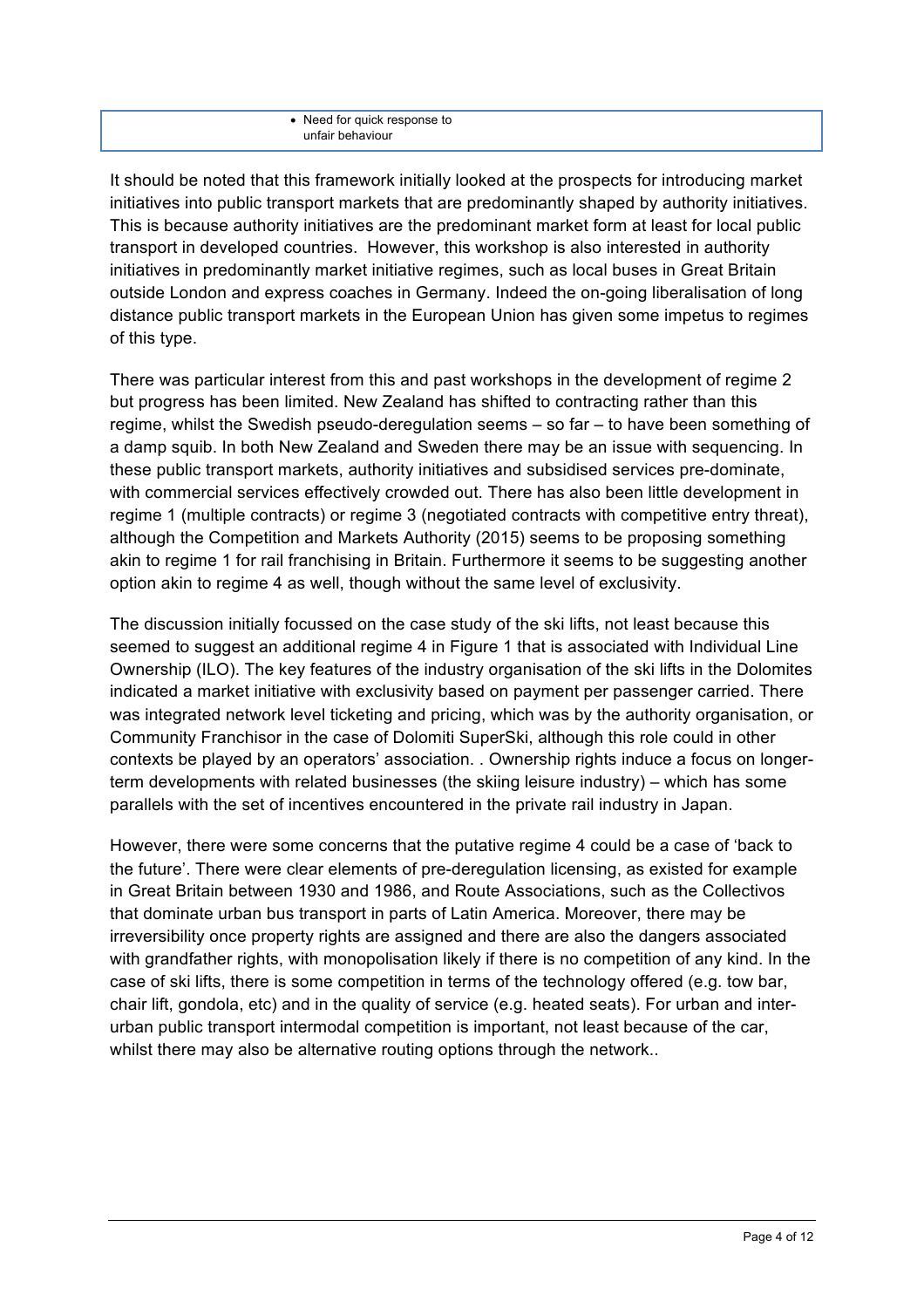| | |
|---|---|
| | • Need for quick response to unfair behaviour |

It should be noted that this framework initially looked at the prospects for introducing market initiatives into public transport markets that are predominantly shaped by authority initiatives. This is because authority initiatives are the predominant market form at least for local public transport in developed countries. However, this workshop is also interested in authority initiatives in predominantly market initiative regimes, such as local buses in Great Britain outside London and express coaches in Germany. Indeed the on-going liberalisation of long distance public transport markets in the European Union has given some impetus to regimes of this type.

There was particular interest from this and past workshops in the development of regime 2 but progress has been limited. New Zealand has shifted to contracting rather than this regime, whilst the Swedish pseudo-deregulation seems – so far – to have been something of a damp squib. In both New Zealand and Sweden there may be an issue with sequencing. In these public transport markets, authority initiatives and subsidised services pre-dominate, with commercial services effectively crowded out. There has also been little development in regime 1 (multiple contracts) or regime 3 (negotiated contracts with competitive entry threat), although the Competition and Markets Authority (2015) seems to be proposing something akin to regime 1 for rail franchising in Britain. Furthermore it seems to be suggesting another option akin to regime 4 as well, though without the same level of exclusivity.

The discussion initially focussed on the case study of the ski lifts, not least because this seemed to suggest an additional regime 4 in Figure 1 that is associated with Individual Line Ownership (ILO). The key features of the industry organisation of the ski lifts in the Dolomites indicated a market initiative with exclusivity based on payment per passenger carried. There was integrated network level ticketing and pricing, which was by the authority organisation, or Community Franchisor in the case of Dolomiti SuperSki, although this role could in other contexts be played by an operators' association. . Ownership rights induce a focus on longer-term developments with related businesses (the skiing leisure industry) – which has some parallels with the set of incentives encountered in the private rail industry in Japan.

However, there were some concerns that the putative regime 4 could be a case of 'back to the future'. There were clear elements of pre-deregulation licensing, as existed for example in Great Britain between 1930 and 1986, and Route Associations, such as the Collectivos that dominate urban bus transport in parts of Latin America. Moreover, there may be irreversibility once property rights are assigned and there are also the dangers associated with grandfather rights, with monopolisation likely if there is no competition of any kind. In the case of ski lifts, there is some competition in terms of the technology offered (e.g. tow bar, chair lift, gondola, etc) and in the quality of service (e.g. heated seats). For urban and inter-urban public transport intermodal competition is important, not least because of the car, whilst there may also be alternative routing options through the network..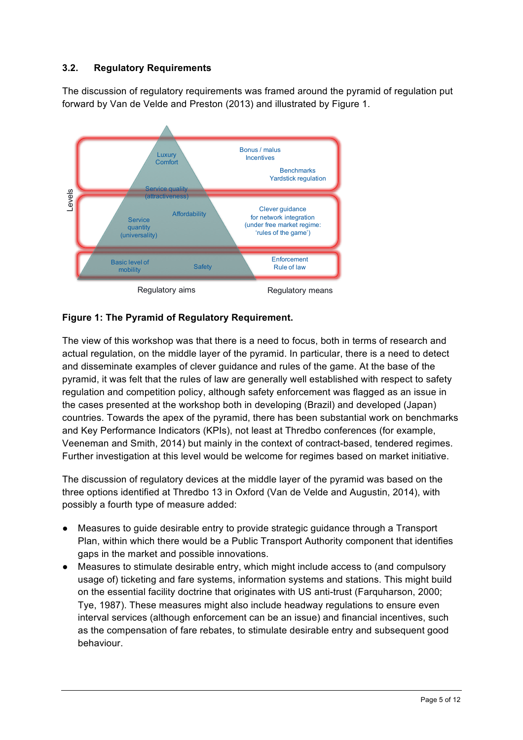### 3.2. Regulatory Requirements

The discussion of regulatory requirements was framed around the pyramid of regulation put forward by Van de Velde and Preston (2013) and illustrated by Figure 1.

**Figure 1: The Pyramid of Regulatory Requirement.**

The view of this workshop was that there is a need to focus, both in terms of research and actual regulation, on the middle layer of the pyramid. In particular, there is a need to detect and disseminate examples of clever guidance and rules of the game. At the base of the pyramid, it was felt that the rules of law are generally well established with respect to safety regulation and competition policy, although safety enforcement was flagged as an issue in the cases presented at the workshop both in developing (Brazil) and developed (Japan) countries. Towards the apex of the pyramid, there has been substantial work on benchmarks and Key Performance Indicators (KPIs), not least at Thredbo conferences (for example, Veeneman and Smith, 2014) but mainly in the context of contract-based, tendered regimes. Further investigation at this level would be welcome for regimes based on market initiative.

The discussion of regulatory devices at the middle layer of the pyramid was based on the three options identified at Thredbo 13 in Oxford (Van de Velde and Augustin, 2014), with possibly a fourth type of measure added:

- Measures to guide desirable entry to provide strategic guidance through a Transport Plan, within which there would be a Public Transport Authority component that identifies gaps in the market and possible innovations.
- Measures to stimulate desirable entry, which might include access to (and compulsory usage of) ticketing and fare systems, information systems and stations. This might build on the essential facility doctrine that originates with US anti-trust (Farquharson, 2000; Tye, 1987). These measures might also include headway regulations to ensure even interval services (although enforcement can be an issue) and financial incentives, such as the compensation of fare rebates, to stimulate desirable entry and subsequent good behaviour.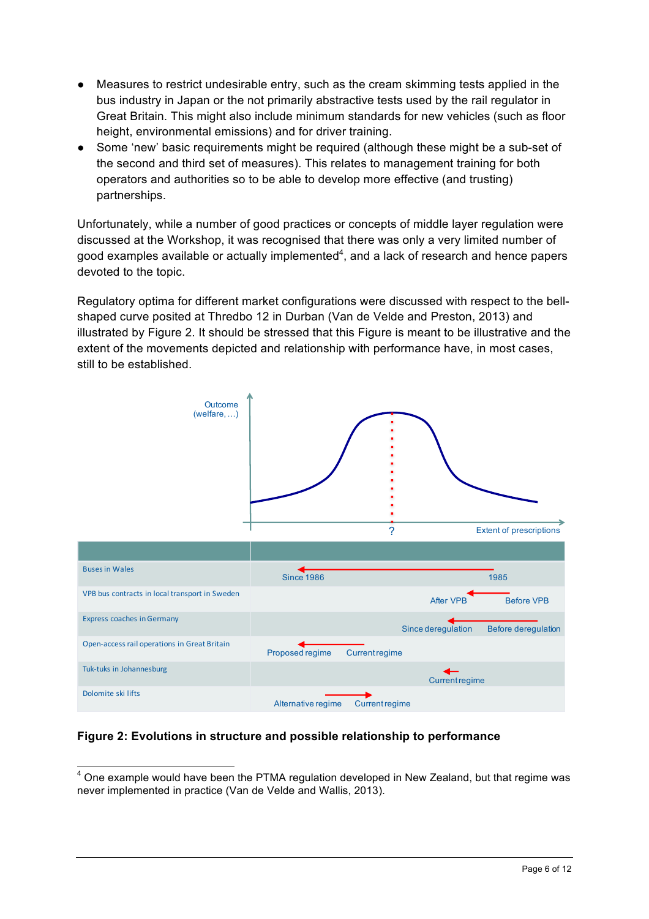- Measures to restrict undesirable entry, such as the cream skimming tests applied in the bus industry in Japan or the not primarily abstractive tests used by the rail regulator in Great Britain. This might also include minimum standards for new vehicles (such as floor height, environmental emissions) and for driver training.
- Some 'new' basic requirements might be required (although these might be a sub-set of the second and third set of measures). This relates to management training for both operators and authorities so to be able to develop more effective (and trusting) partnerships.

Unfortunately, while a number of good practices or concepts of middle layer regulation were discussed at the Workshop, it was recognised that there was only a very limited number of good examples available or actually implemented[4], and a lack of research and hence papers devoted to the topic.

Regulatory optima for different market configurations were discussed with respect to the bell-shaped curve posited at Thredbo 12 in Durban (Van de Velde and Preston, 2013) and illustrated by Figure 2. It should be stressed that this Figure is meant to be illustrative and the extent of the movements depicted and relationship with performance have, in most cases, still to be established.

Outcome (welfare, …)

?

Extent of prescriptions

| | |
|---|---|
| Buses in Wales | Since 1986 ← 1985 |
| VPB bus contracts in local transport in Sweden | After VPB ← Before VPB |
| Express coaches in Germany | Since deregulation ← Before deregulation |
| Open-access rail operations in Great Britain | Proposed regime ← Current regime |
| Tuk-tuks in Johannesburg | ← Current regime |
| Dolomite ski lifts | Alternative regime → Current regime |

**Figure 2: Evolutions in structure and possible relationship to performance**

[4] One example would have been the PTMA regulation developed in New Zealand, but that regime was never implemented in practice (Van de Velde and Wallis, 2013).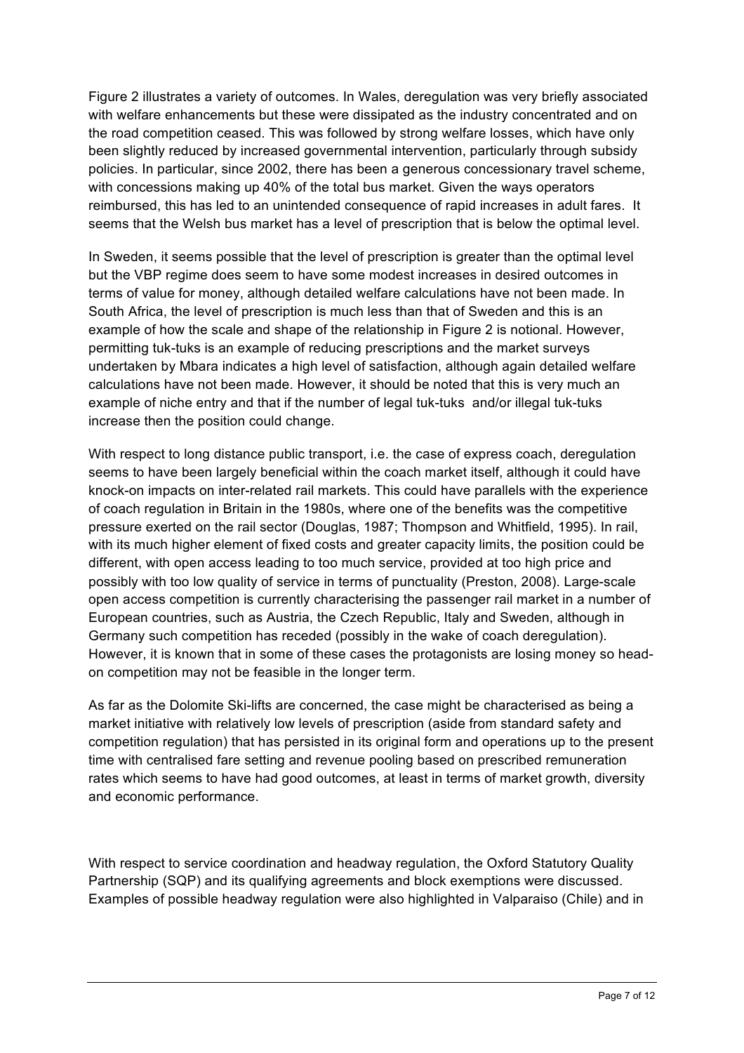Figure 2 illustrates a variety of outcomes. In Wales, deregulation was very briefly associated with welfare enhancements but these were dissipated as the industry concentrated and on the road competition ceased. This was followed by strong welfare losses, which have only been slightly reduced by increased governmental intervention, particularly through subsidy policies. In particular, since 2002, there has been a generous concessionary travel scheme, with concessions making up 40% of the total bus market. Given the ways operators reimbursed, this has led to an unintended consequence of rapid increases in adult fares. It seems that the Welsh bus market has a level of prescription that is below the optimal level.

In Sweden, it seems possible that the level of prescription is greater than the optimal level but the VBP regime does seem to have some modest increases in desired outcomes in terms of value for money, although detailed welfare calculations have not been made. In South Africa, the level of prescription is much less than that of Sweden and this is an example of how the scale and shape of the relationship in Figure 2 is notional. However, permitting tuk-tuks is an example of reducing prescriptions and the market surveys undertaken by Mbara indicates a high level of satisfaction, although again detailed welfare calculations have not been made. However, it should be noted that this is very much an example of niche entry and that if the number of legal tuk-tuks and/or illegal tuk-tuks increase then the position could change.

With respect to long distance public transport, i.e. the case of express coach, deregulation seems to have been largely beneficial within the coach market itself, although it could have knock-on impacts on inter-related rail markets. This could have parallels with the experience of coach regulation in Britain in the 1980s, where one of the benefits was the competitive pressure exerted on the rail sector (Douglas, 1987; Thompson and Whitfield, 1995). In rail, with its much higher element of fixed costs and greater capacity limits, the position could be different, with open access leading to too much service, provided at too high price and possibly with too low quality of service in terms of punctuality (Preston, 2008). Large-scale open access competition is currently characterising the passenger rail market in a number of European countries, such as Austria, the Czech Republic, Italy and Sweden, although in Germany such competition has receded (possibly in the wake of coach deregulation). However, it is known that in some of these cases the protagonists are losing money so head-on competition may not be feasible in the longer term.

As far as the Dolomite Ski-lifts are concerned, the case might be characterised as being a market initiative with relatively low levels of prescription (aside from standard safety and competition regulation) that has persisted in its original form and operations up to the present time with centralised fare setting and revenue pooling based on prescribed remuneration rates which seems to have had good outcomes, at least in terms of market growth, diversity and economic performance.

With respect to service coordination and headway regulation, the Oxford Statutory Quality Partnership (SQP) and its qualifying agreements and block exemptions were discussed. Examples of possible headway regulation were also highlighted in Valparaiso (Chile) and in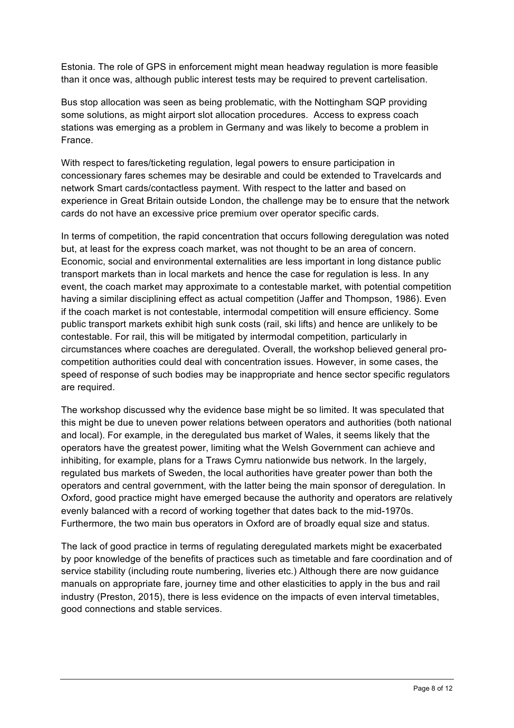Estonia. The role of GPS in enforcement might mean headway regulation is more feasible than it once was, although public interest tests may be required to prevent cartelisation.

Bus stop allocation was seen as being problematic, with the Nottingham SQP providing some solutions, as might airport slot allocation procedures. Access to express coach stations was emerging as a problem in Germany and was likely to become a problem in France.

With respect to fares/ticketing regulation, legal powers to ensure participation in concessionary fares schemes may be desirable and could be extended to Travelcards and network Smart cards/contactless payment. With respect to the latter and based on experience in Great Britain outside London, the challenge may be to ensure that the network cards do not have an excessive price premium over operator specific cards.

In terms of competition, the rapid concentration that occurs following deregulation was noted but, at least for the express coach market, was not thought to be an area of concern. Economic, social and environmental externalities are less important in long distance public transport markets than in local markets and hence the case for regulation is less. In any event, the coach market may approximate to a contestable market, with potential competition having a similar disciplining effect as actual competition (Jaffer and Thompson, 1986). Even if the coach market is not contestable, intermodal competition will ensure efficiency. Some public transport markets exhibit high sunk costs (rail, ski lifts) and hence are unlikely to be contestable. For rail, this will be mitigated by intermodal competition, particularly in circumstances where coaches are deregulated. Overall, the workshop believed general pro-competition authorities could deal with concentration issues. However, in some cases, the speed of response of such bodies may be inappropriate and hence sector specific regulators are required.

The workshop discussed why the evidence base might be so limited. It was speculated that this might be due to uneven power relations between operators and authorities (both national and local). For example, in the deregulated bus market of Wales, it seems likely that the operators have the greatest power, limiting what the Welsh Government can achieve and inhibiting, for example, plans for a Traws Cymru nationwide bus network. In the largely, regulated bus markets of Sweden, the local authorities have greater power than both the operators and central government, with the latter being the main sponsor of deregulation. In Oxford, good practice might have emerged because the authority and operators are relatively evenly balanced with a record of working together that dates back to the mid-1970s. Furthermore, the two main bus operators in Oxford are of broadly equal size and status.

The lack of good practice in terms of regulating deregulated markets might be exacerbated by poor knowledge of the benefits of practices such as timetable and fare coordination and of service stability (including route numbering, liveries etc.) Although there are now guidance manuals on appropriate fare, journey time and other elasticities to apply in the bus and rail industry (Preston, 2015), there is less evidence on the impacts of even interval timetables, good connections and stable services.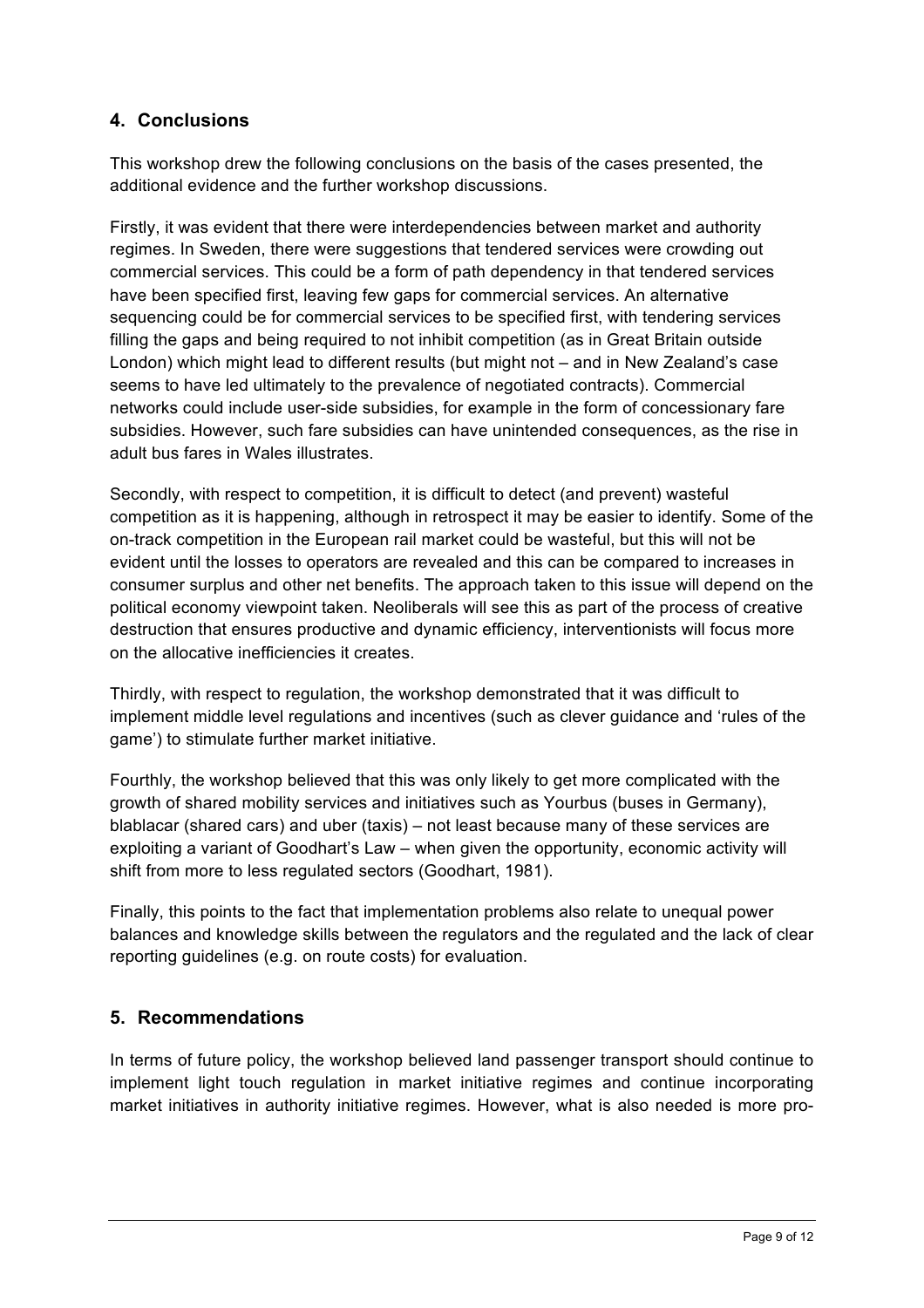## 4. Conclusions

This workshop drew the following conclusions on the basis of the cases presented, the additional evidence and the further workshop discussions.

Firstly, it was evident that there were interdependencies between market and authority regimes. In Sweden, there were suggestions that tendered services were crowding out commercial services. This could be a form of path dependency in that tendered services have been specified first, leaving few gaps for commercial services. An alternative sequencing could be for commercial services to be specified first, with tendering services filling the gaps and being required to not inhibit competition (as in Great Britain outside London) which might lead to different results (but might not – and in New Zealand's case seems to have led ultimately to the prevalence of negotiated contracts). Commercial networks could include user-side subsidies, for example in the form of concessionary fare subsidies. However, such fare subsidies can have unintended consequences, as the rise in adult bus fares in Wales illustrates.

Secondly, with respect to competition, it is difficult to detect (and prevent) wasteful competition as it is happening, although in retrospect it may be easier to identify. Some of the on-track competition in the European rail market could be wasteful, but this will not be evident until the losses to operators are revealed and this can be compared to increases in consumer surplus and other net benefits. The approach taken to this issue will depend on the political economy viewpoint taken. Neoliberals will see this as part of the process of creative destruction that ensures productive and dynamic efficiency, interventionists will focus more on the allocative inefficiencies it creates.

Thirdly, with respect to regulation, the workshop demonstrated that it was difficult to implement middle level regulations and incentives (such as clever guidance and 'rules of the game') to stimulate further market initiative.

Fourthly, the workshop believed that this was only likely to get more complicated with the growth of shared mobility services and initiatives such as Yourbus (buses in Germany), blablacar (shared cars) and uber (taxis) – not least because many of these services are exploiting a variant of Goodhart's Law – when given the opportunity, economic activity will shift from more to less regulated sectors (Goodhart, 1981).

Finally, this points to the fact that implementation problems also relate to unequal power balances and knowledge skills between the regulators and the regulated and the lack of clear reporting guidelines (e.g. on route costs) for evaluation.

## 5. Recommendations

In terms of future policy, the workshop believed land passenger transport should continue to implement light touch regulation in market initiative regimes and continue incorporating market initiatives in authority initiative regimes. However, what is also needed is more pro-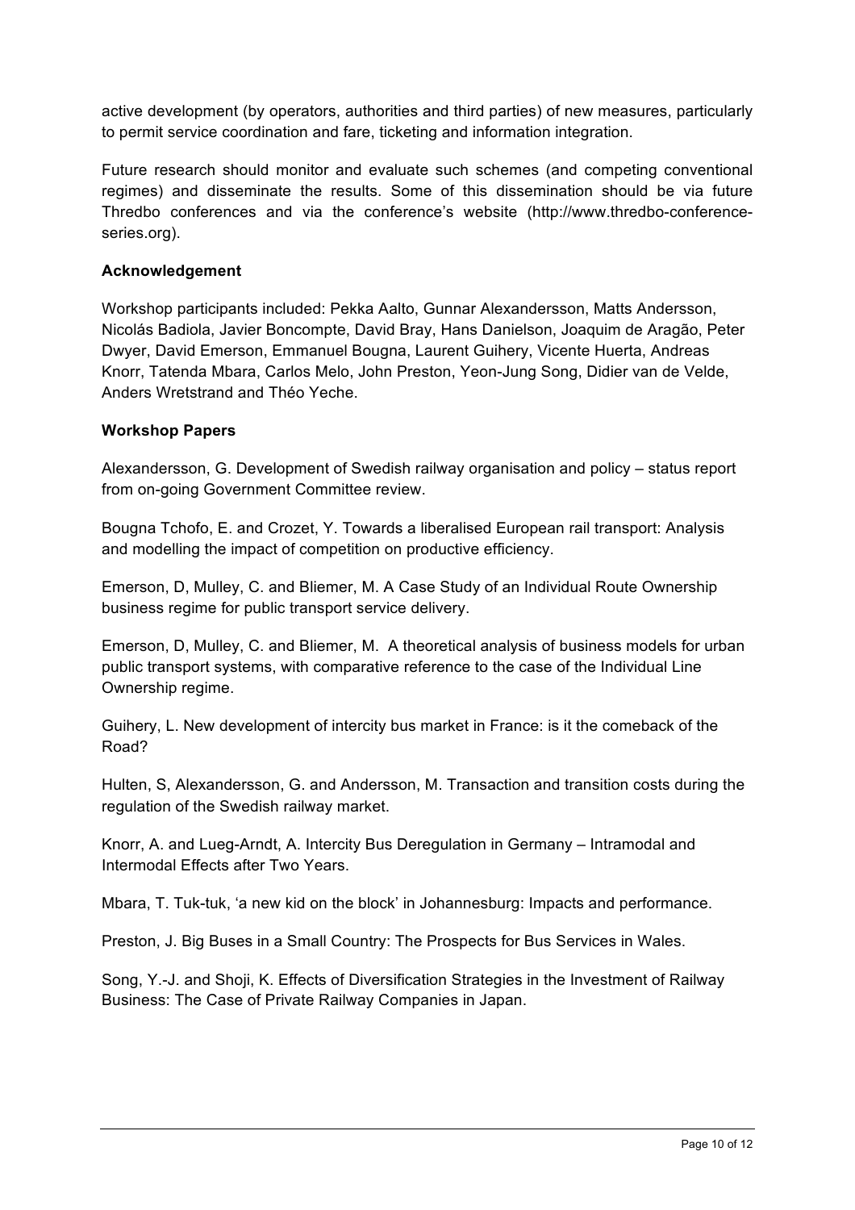active development (by operators, authorities and third parties) of new measures, particularly to permit service coordination and fare, ticketing and information integration.

Future research should monitor and evaluate such schemes (and competing conventional regimes) and disseminate the results. Some of this dissemination should be via future Thredbo conferences and via the conference's website (http://www.thredbo-conference-series.org).

**Acknowledgement**

Workshop participants included: Pekka Aalto, Gunnar Alexandersson, Matts Andersson, Nicolás Badiola, Javier Boncompte, David Bray, Hans Danielson, Joaquim de Aragão, Peter Dwyer, David Emerson, Emmanuel Bougna, Laurent Guihery, Vicente Huerta, Andreas Knorr, Tatenda Mbara, Carlos Melo, John Preston, Yeon-Jung Song, Didier van de Velde, Anders Wretstrand and Théo Yeche.

**Workshop Papers**

Alexandersson, G. Development of Swedish railway organisation and policy – status report from on-going Government Committee review.

Bougna Tchofo, E. and Crozet, Y. Towards a liberalised European rail transport: Analysis and modelling the impact of competition on productive efficiency.

Emerson, D, Mulley, C. and Bliemer, M. A Case Study of an Individual Route Ownership business regime for public transport service delivery.

Emerson, D, Mulley, C. and Bliemer, M. A theoretical analysis of business models for urban public transport systems, with comparative reference to the case of the Individual Line Ownership regime.

Guihery, L. New development of intercity bus market in France: is it the comeback of the Road?

Hulten, S, Alexandersson, G. and Andersson, M. Transaction and transition costs during the regulation of the Swedish railway market.

Knorr, A. and Lueg-Arndt, A. Intercity Bus Deregulation in Germany – Intramodal and Intermodal Effects after Two Years.

Mbara, T. Tuk-tuk, 'a new kid on the block' in Johannesburg: Impacts and performance.

Preston, J. Big Buses in a Small Country: The Prospects for Bus Services in Wales.

Song, Y.-J. and Shoji, K. Effects of Diversification Strategies in the Investment of Railway Business: The Case of Private Railway Companies in Japan.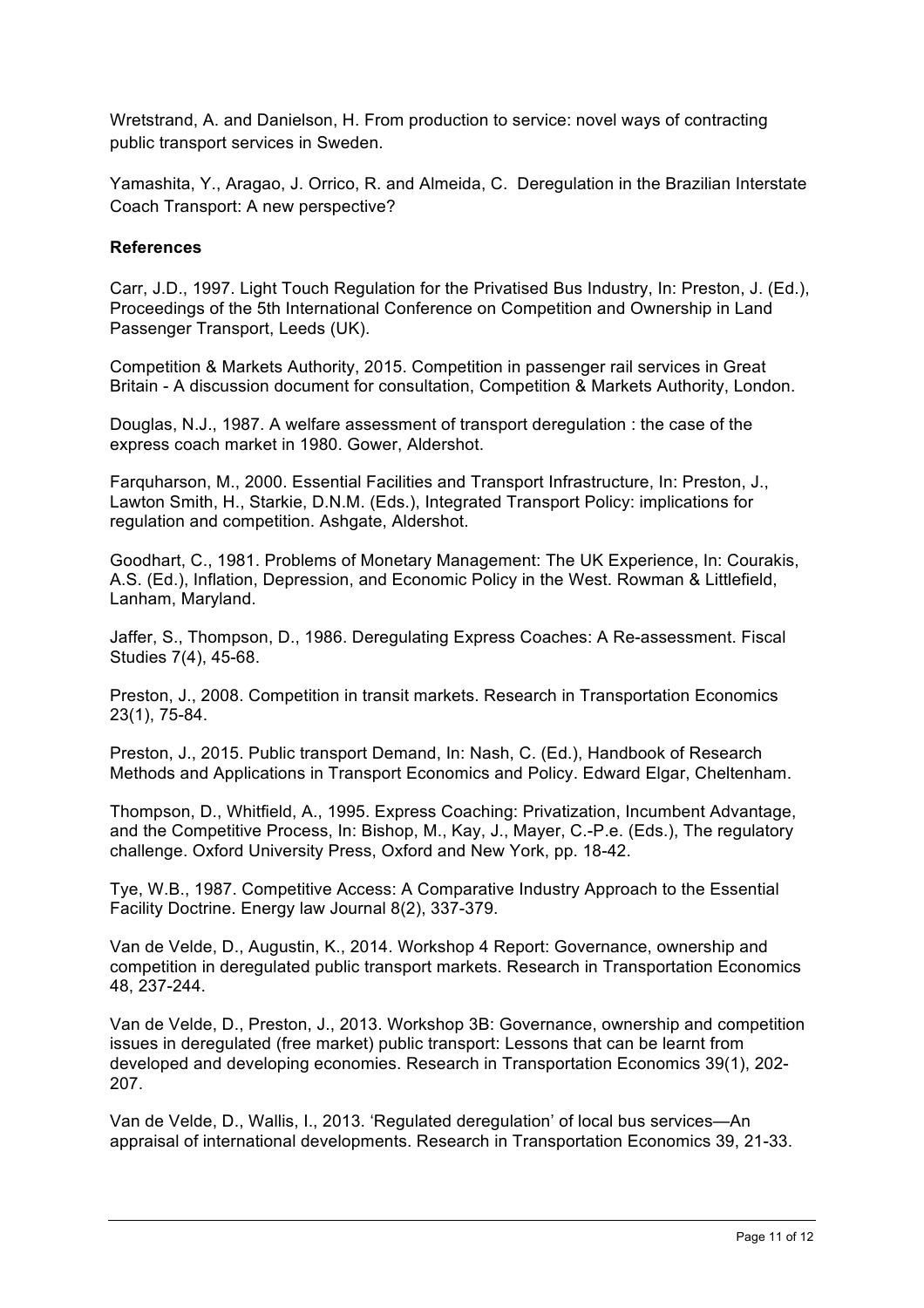Wretstrand, A. and Danielson, H. From production to service: novel ways of contracting public transport services in Sweden.

Yamashita, Y., Aragao, J. Orrico, R. and Almeida, C. Deregulation in the Brazilian Interstate Coach Transport: A new perspective?

**References**

Carr, J.D., 1997. Light Touch Regulation for the Privatised Bus Industry, In: Preston, J. (Ed.), Proceedings of the 5th International Conference on Competition and Ownership in Land Passenger Transport, Leeds (UK).

Competition & Markets Authority, 2015. Competition in passenger rail services in Great Britain - A discussion document for consultation, Competition & Markets Authority, London.

Douglas, N.J., 1987. A welfare assessment of transport deregulation : the case of the express coach market in 1980. Gower, Aldershot.

Farquharson, M., 2000. Essential Facilities and Transport Infrastructure, In: Preston, J., Lawton Smith, H., Starkie, D.N.M. (Eds.), Integrated Transport Policy: implications for regulation and competition. Ashgate, Aldershot.

Goodhart, C., 1981. Problems of Monetary Management: The UK Experience, In: Courakis, A.S. (Ed.), Inflation, Depression, and Economic Policy in the West. Rowman & Littlefield, Lanham, Maryland.

Jaffer, S., Thompson, D., 1986. Deregulating Express Coaches: A Re-assessment. Fiscal Studies 7(4), 45-68.

Preston, J., 2008. Competition in transit markets. Research in Transportation Economics 23(1), 75-84.

Preston, J., 2015. Public transport Demand, In: Nash, C. (Ed.), Handbook of Research Methods and Applications in Transport Economics and Policy. Edward Elgar, Cheltenham.

Thompson, D., Whitfield, A., 1995. Express Coaching: Privatization, Incumbent Advantage, and the Competitive Process, In: Bishop, M., Kay, J., Mayer, C.-P.e. (Eds.), The regulatory challenge. Oxford University Press, Oxford and New York, pp. 18-42.

Tye, W.B., 1987. Competitive Access: A Comparative Industry Approach to the Essential Facility Doctrine. Energy law Journal 8(2), 337-379.

Van de Velde, D., Augustin, K., 2014. Workshop 4 Report: Governance, ownership and competition in deregulated public transport markets. Research in Transportation Economics 48, 237-244.

Van de Velde, D., Preston, J., 2013. Workshop 3B: Governance, ownership and competition issues in deregulated (free market) public transport: Lessons that can be learnt from developed and developing economies. Research in Transportation Economics 39(1), 202-207.

Van de Velde, D., Wallis, I., 2013. 'Regulated deregulation' of local bus services—An appraisal of international developments. Research in Transportation Economics 39, 21-33.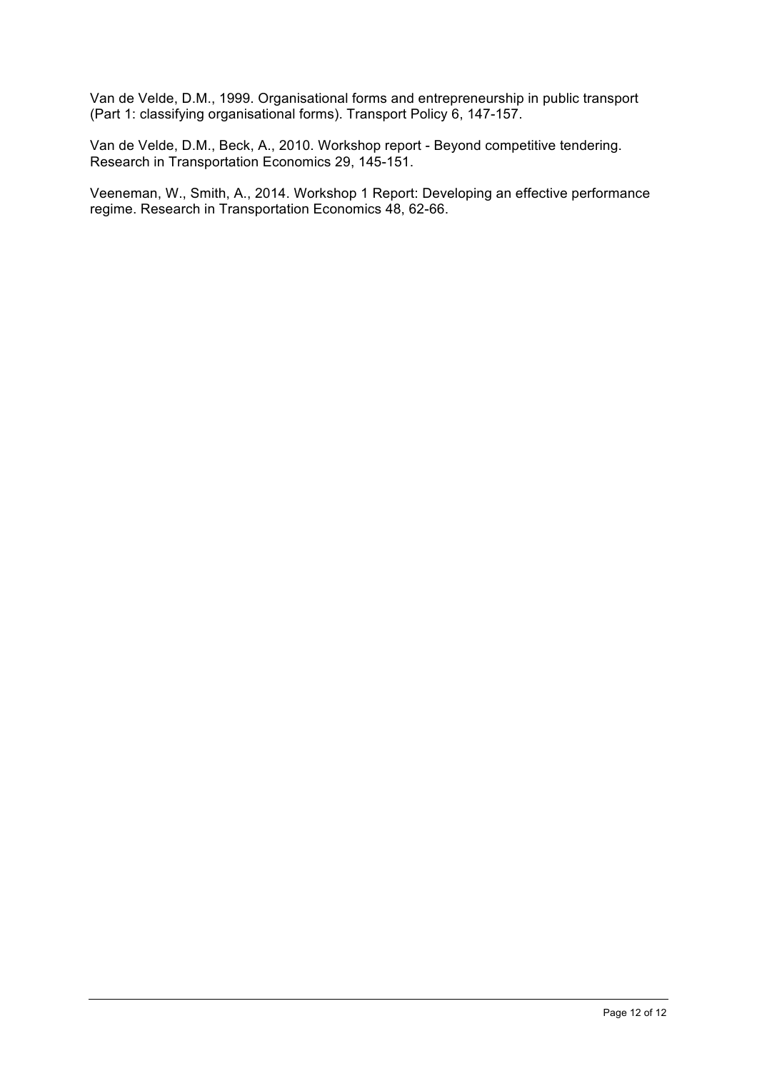Van de Velde, D.M., 1999. Organisational forms and entrepreneurship in public transport (Part 1: classifying organisational forms). Transport Policy 6, 147-157.

Van de Velde, D.M., Beck, A., 2010. Workshop report - Beyond competitive tendering. Research in Transportation Economics 29, 145-151.

Veeneman, W., Smith, A., 2014. Workshop 1 Report: Developing an effective performance regime. Research in Transportation Economics 48, 62-66.